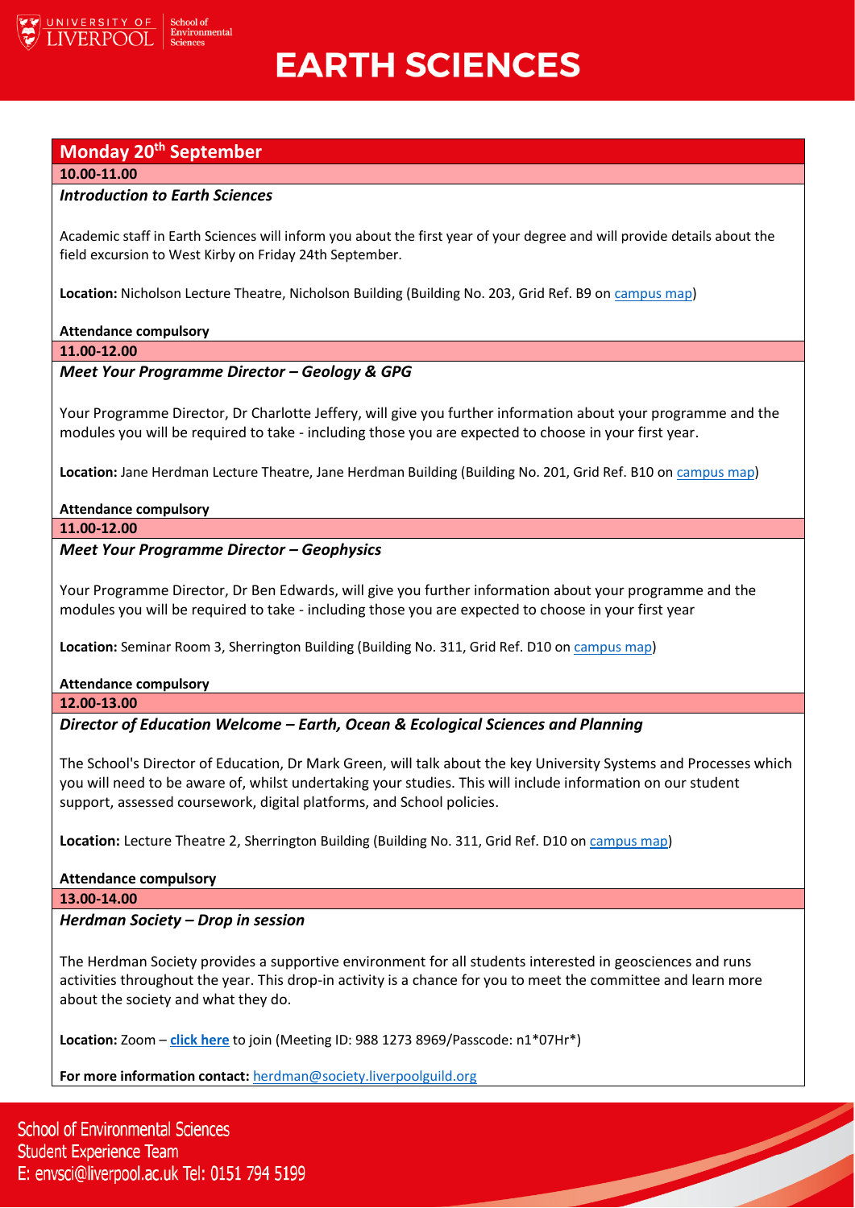# EARTH SCIENCES

## Monday 20th September

**10.00-11.00**

***Introduction to Earth Sciences***

Academic staff in Earth Sciences will inform you about the first year of your degree and will provide details about the field excursion to West Kirby on Friday 24th September.

**Location:** Nicholson Lecture Theatre, Nicholson Building (Building No. 203, Grid Ref. B9 on campus map)

**Attendance compulsory**

**11.00-12.00**

***Meet Your Programme Director – Geology & GPG***

Your Programme Director, Dr Charlotte Jeffery, will give you further information about your programme and the modules you will be required to take - including those you are expected to choose in your first year.

**Location:** Jane Herdman Lecture Theatre, Jane Herdman Building (Building No. 201, Grid Ref. B10 on campus map)

**Attendance compulsory**

**11.00-12.00**

***Meet Your Programme Director – Geophysics***

Your Programme Director, Dr Ben Edwards, will give you further information about your programme and the modules you will be required to take - including those you are expected to choose in your first year

**Location:** Seminar Room 3, Sherrington Building (Building No. 311, Grid Ref. D10 on campus map)

**Attendance compulsory**

**12.00-13.00**

***Director of Education Welcome – Earth, Ocean & Ecological Sciences and Planning***

The School's Director of Education, Dr Mark Green, will talk about the key University Systems and Processes which you will need to be aware of, whilst undertaking your studies. This will include information on our student support, assessed coursework, digital platforms, and School policies.

**Location:** Lecture Theatre 2, Sherrington Building (Building No. 311, Grid Ref. D10 on campus map)

**Attendance compulsory**

**13.00-14.00**

***Herdman Society – Drop in session***

The Herdman Society provides a supportive environment for all students interested in geosciences and runs activities throughout the year. This drop-in activity is a chance for you to meet the committee and learn more about the society and what they do.

**Location:** Zoom – **click here** to join (Meeting ID: 988 1273 8969/Passcode: n1*07Hr*)

**For more information contact:** herdman@society.liverpoolguild.org

School of Environmental Sciences
Student Experience Team
E: envsci@liverpool.ac.uk Tel: 0151 794 5199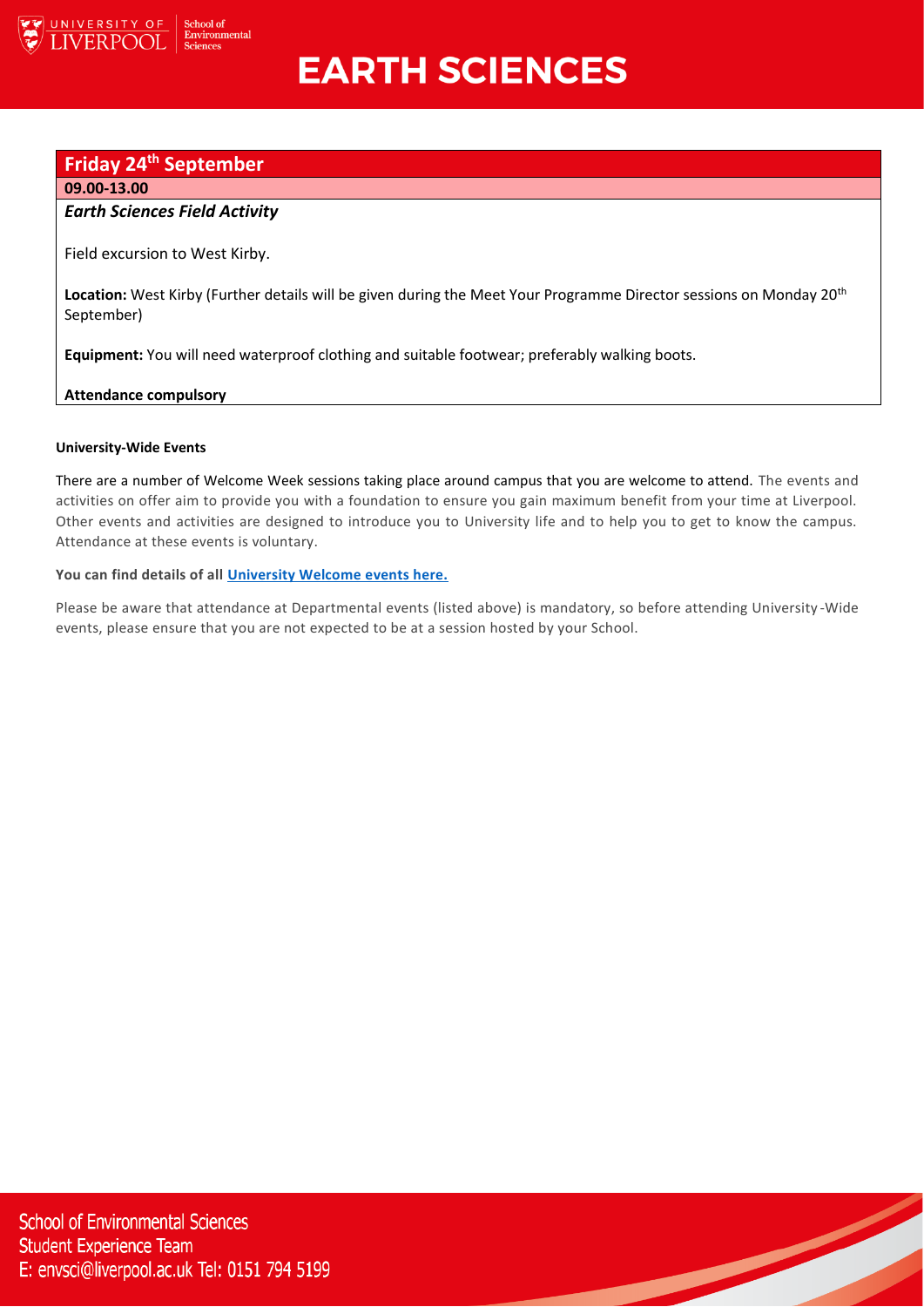## Friday 24th September

**09.00-13.00**

***Earth Sciences Field Activity***

Field excursion to West Kirby.

**Location:** West Kirby (Further details will be given during the Meet Your Programme Director sessions on Monday 20th September)

**Equipment:** You will need waterproof clothing and suitable footwear; preferably walking boots.

**Attendance compulsory**

**University-Wide Events**

There are a number of Welcome Week sessions taking place around campus that you are welcome to attend. The events and activities on offer aim to provide you with a foundation to ensure you gain maximum benefit from your time at Liverpool. Other events and activities are designed to introduce you to University life and to help you to get to know the campus. Attendance at these events is voluntary.

**You can find details of all University Welcome events here.**

Please be aware that attendance at Departmental events (listed above) is mandatory, so before attending University-Wide events, please ensure that you are not expected to be at a session hosted by your School.

School of Environmental Sciences
Student Experience Team
E: envsci@liverpool.ac.uk Tel: 0151 794 5199